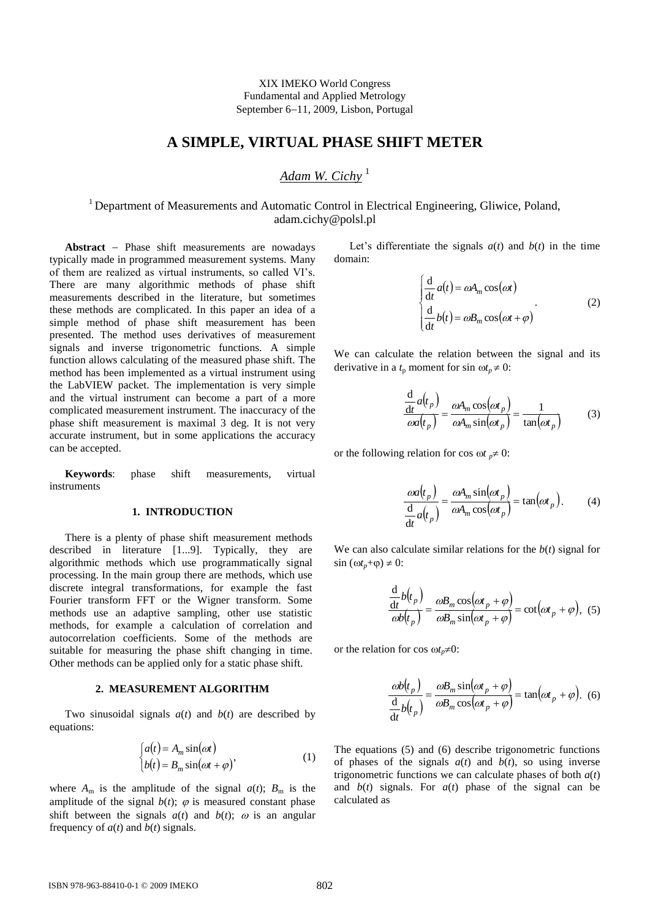XIX IMEKO World Congress
Fundamental and Applied Metrology
September 6–11, 2009, Lisbon, Portugal

# A SIMPLE, VIRTUAL PHASE SHIFT METER

*Adam W. Cichy* [1]

[1] Department of Measurements and Automatic Control in Electrical Engineering, Gliwice, Poland, adam.cichy@polsl.pl

**Abstract** – Phase shift measurements are nowadays typically made in programmed measurement systems. Many of them are realized as virtual instruments, so called VI's. There are many algorithmic methods of phase shift measurements described in the literature, but sometimes these methods are complicated. In this paper an idea of a simple method of phase shift measurement has been presented. The method uses derivatives of measurement signals and inverse trigonometric functions. A simple function allows calculating of the measured phase shift. The method has been implemented as a virtual instrument using the LabVIEW packet. The implementation is very simple and the virtual instrument can become a part of a more complicated measurement instrument. The inaccuracy of the phase shift measurement is maximal 3 deg. It is not very accurate instrument, but in some applications the accuracy can be accepted.

**Keywords**: phase shift measurements, virtual instruments

## 1. INTRODUCTION

There is a plenty of phase shift measurement methods described in literature [1...9]. Typically, they are algorithmic methods which use programmatically signal processing. In the main group there are methods, which use discrete integral transformations, for example the fast Fourier transform FFT or the Wigner transform. Some methods use an adaptive sampling, other use statistic methods, for example a calculation of correlation and autocorrelation coefficients. Some of the methods are suitable for measuring the phase shift changing in time. Other methods can be applied only for a static phase shift.

## 2. MEASUREMENT ALGORITHM

Two sinusoidal signals $a(t)$ and $b(t)$ are described by equations:

$$\begin{cases} a(t) = A_m \sin(\omega t) \\ b(t) = B_m \sin(\omega t + \varphi) \end{cases}, \tag{1}$$

where $A_m$ is the amplitude of the signal $a(t)$; $B_m$ is the amplitude of the signal $b(t)$; $\varphi$ is measured constant phase shift between the signals $a(t)$ and $b(t)$; $\omega$ is an angular frequency of $a(t)$ and $b(t)$ signals.

Let's differentiate the signals $a(t)$ and $b(t)$ in the time domain:

$$\begin{cases} \dfrac{\mathrm{d}}{\mathrm{d}t} a(t) = \omega A_m \cos(\omega t) \\ \dfrac{\mathrm{d}}{\mathrm{d}t} b(t) = \omega B_m \cos(\omega t + \varphi) \end{cases}. \tag{2}$$

We can calculate the relation between the signal and its derivative in a $t_p$ moment for $\sin \omega t_p \neq 0$:

$$\frac{\dfrac{\mathrm{d}}{\mathrm{d}t} a(t_p)}{\omega a(t_p)} = \frac{\omega A_m \cos(\omega t_p)}{\omega A_m \sin(\omega t_p)} = \frac{1}{\tan(\omega t_p)} \tag{3}$$

or the following relation for $\cos \omega t_p \neq 0$:

$$\frac{\omega a(t_p)}{\dfrac{\mathrm{d}}{\mathrm{d}t} a(t_p)} = \frac{\omega A_m \sin(\omega t_p)}{\omega A_m \cos(\omega t_p)} = \tan(\omega t_p). \tag{4}$$

We can also calculate similar relations for the $b(t)$ signal for $\sin(\omega t_p + \varphi) \neq 0$:

$$\frac{\dfrac{\mathrm{d}}{\mathrm{d}t} b(t_p)}{\omega b(t_p)} = \frac{\omega B_m \cos(\omega t_p + \varphi)}{\omega B_m \sin(\omega t_p + \varphi)} = \cot(\omega t_p + \varphi), \tag{5}$$

or the relation for $\cos \omega t_p \neq 0$:

$$\frac{\omega b(t_p)}{\dfrac{\mathrm{d}}{\mathrm{d}t} b(t_p)} = \frac{\omega B_m \sin(\omega t_p + \varphi)}{\omega B_m \cos(\omega t_p + \varphi)} = \tan(\omega t_p + \varphi). \tag{6}$$

The equations (5) and (6) describe trigonometric functions of phases of the signals $a(t)$ and $b(t)$, so using inverse trigonometric functions we can calculate phases of both $a(t)$ and $b(t)$ signals. For $a(t)$ phase of the signal can be calculated as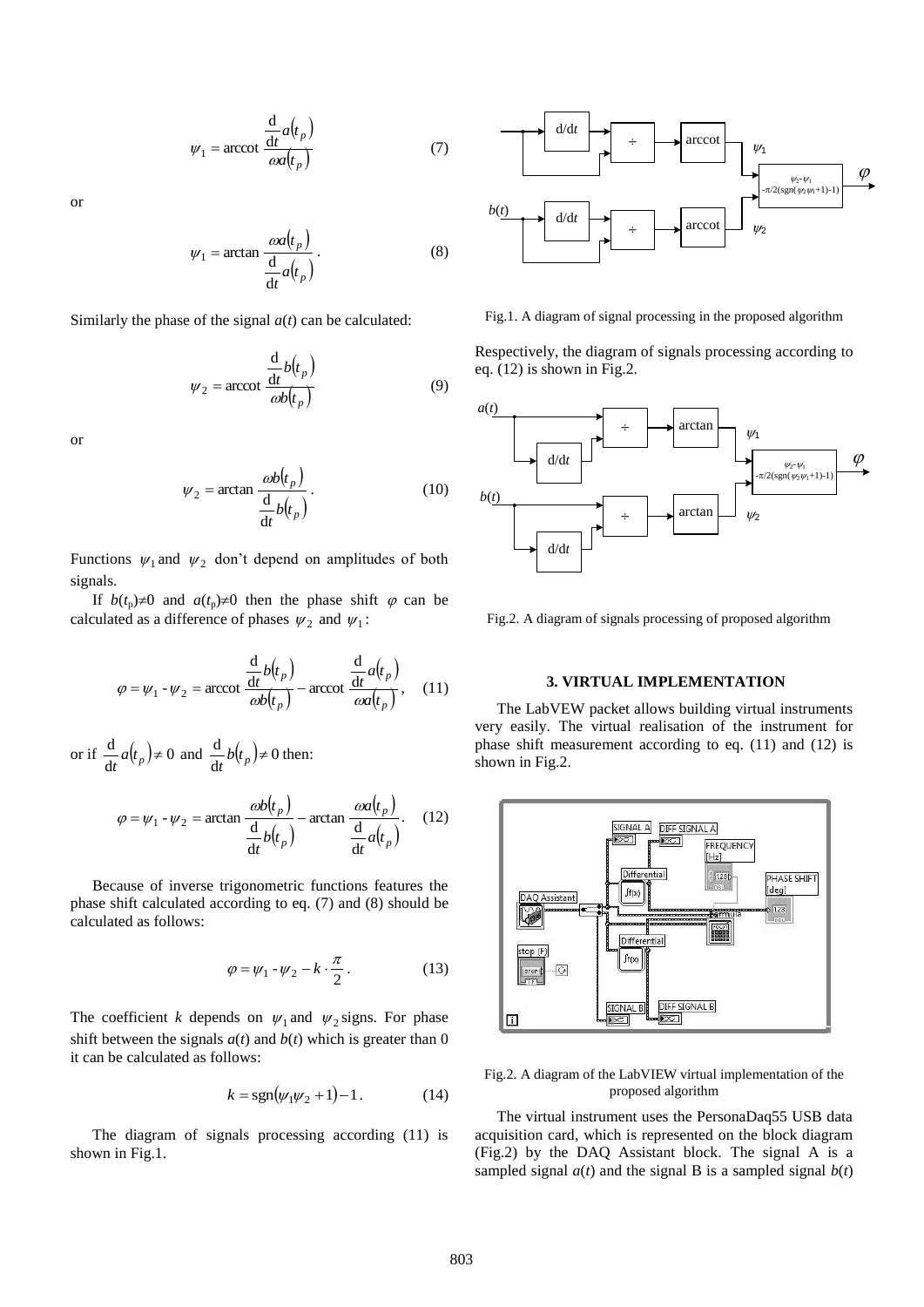$$\psi_1 = \operatorname{arccot} \frac{\frac{\mathrm{d}}{\mathrm{d}t} a(t_p)}{\omega a(t_p)} \tag{7}$$

or

$$\psi_1 = \arctan \frac{\omega a(t_p)}{\frac{\mathrm{d}}{\mathrm{d}t} a(t_p)} . \tag{8}$$

Similarly the phase of the signal $a(t)$ can be calculated:

$$\psi_2 = \operatorname{arccot} \frac{\frac{\mathrm{d}}{\mathrm{d}t} b(t_p)}{\omega b(t_p)} \tag{9}$$

or

$$\psi_2 = \arctan \frac{\omega b(t_p)}{\frac{\mathrm{d}}{\mathrm{d}t} b(t_p)} . \tag{10}$$

Functions $\psi_1$ and $\psi_2$ don't depend on amplitudes of both signals.

If $b(t_p)\neq 0$ and $a(t_p)\neq 0$ then the phase shift $\varphi$ can be calculated as a difference of phases $\psi_2$ and $\psi_1$:

$$\varphi = \psi_1 - \psi_2 = \operatorname{arccot} \frac{\frac{\mathrm{d}}{\mathrm{d}t} b(t_p)}{\omega b(t_p)} - \operatorname{arccot} \frac{\frac{\mathrm{d}}{\mathrm{d}t} a(t_p)}{\omega a(t_p)} , \tag{11}$$

or if $\frac{\mathrm{d}}{\mathrm{d}t} a(t_p) \neq 0$ and $\frac{\mathrm{d}}{\mathrm{d}t} b(t_p) \neq 0$ then:

$$\varphi = \psi_1 - \psi_2 = \arctan \frac{\omega b(t_p)}{\frac{\mathrm{d}}{\mathrm{d}t} b(t_p)} - \arctan \frac{\omega a(t_p)}{\frac{\mathrm{d}}{\mathrm{d}t} a(t_p)} . \tag{12}$$

Because of inverse trigonometric functions features the phase shift calculated according to eq. (7) and (8) should be calculated as follows:

$$\varphi = \psi_1 - \psi_2 - k \cdot \frac{\pi}{2} . \tag{13}$$

The coefficient $k$ depends on $\psi_1$ and $\psi_2$ signs. For phase shift between the signals $a(t)$ and $b(t)$ which is greater than 0 it can be calculated as follows:

$$k = \operatorname{sgn}(\psi_1 \psi_2 + 1) - 1 . \tag{14}$$

The diagram of signals processing according (11) is shown in Fig.1.

Fig.1. A diagram of signal processing in the proposed algorithm

Respectively, the diagram of signals processing according to eq. (12) is shown in Fig.2.

Fig.2. A diagram of signals processing of proposed algorithm

### 3. VIRTUAL IMPLEMENTATION

The LabVEW packet allows building virtual instruments very easily. The virtual realisation of the instrument for phase shift measurement according to eq. (11) and (12) is shown in Fig.2.

Fig.2. A diagram of the LabVIEW virtual implementation of the proposed algorithm

The virtual instrument uses the PersonaDaq55 USB data acquisition card, which is represented on the block diagram (Fig.2) by the DAQ Assistant block. The signal A is a sampled signal $a(t)$ and the signal B is a sampled signal $b(t)$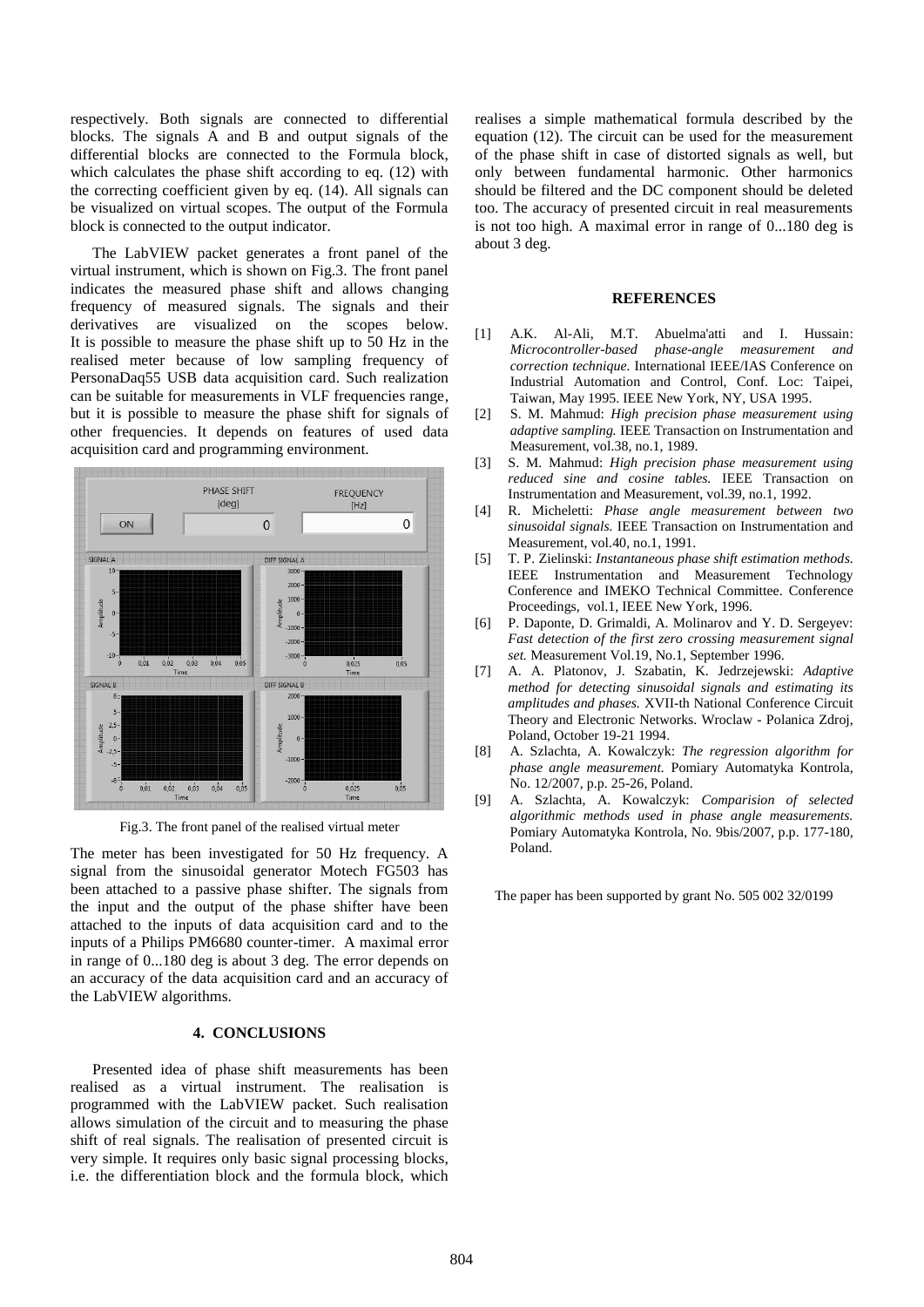respectively. Both signals are connected to differential blocks. The signals A and B and output signals of the differential blocks are connected to the Formula block, which calculates the phase shift according to eq. (12) with the correcting coefficient given by eq. (14). All signals can be visualized on virtual scopes. The output of the Formula block is connected to the output indicator.

The LabVIEW packet generates a front panel of the virtual instrument, which is shown on Fig.3. The front panel indicates the measured phase shift and allows changing frequency of measured signals. The signals and their derivatives are visualized on the scopes below. It is possible to measure the phase shift up to 50 Hz in the realised meter because of low sampling frequency of PersonaDaq55 USB data acquisition card. Such realization can be suitable for measurements in VLF frequencies range, but it is possible to measure the phase shift for signals of other frequencies. It depends on features of used data acquisition card and programming environment.

PHASE SHIFT
[deg]
FREQUENCY
[Hz]
ON
0
0
SIGNAL A
DIFF SIGNAL A
SIGNAL B
DIFF SIGNAL B
Amplitude
Time

Fig.3. The front panel of the realised virtual meter

The meter has been investigated for 50 Hz frequency. A signal from the sinusoidal generator Motech FG503 has been attached to a passive phase shifter. The signals from the input and the output of the phase shifter have been attached to the inputs of data acquisition card and to the inputs of a Philips PM6680 counter-timer. A maximal error in range of 0...180 deg is about 3 deg. The error depends on an accuracy of the data acquisition card and an accuracy of the LabVIEW algorithms.

## 4. CONCLUSIONS

Presented idea of phase shift measurements has been realised as a virtual instrument. The realisation is programmed with the LabVIEW packet. Such realisation allows simulation of the circuit and to measuring the phase shift of real signals. The realisation of presented circuit is very simple. It requires only basic signal processing blocks, i.e. the differentiation block and the formula block, which realises a simple mathematical formula described by the equation (12). The circuit can be used for the measurement of the phase shift in case of distorted signals as well, but only between fundamental harmonic. Other harmonics should be filtered and the DC component should be deleted too. The accuracy of presented circuit in real measurements is not too high. A maximal error in range of 0...180 deg is about 3 deg.

## REFERENCES

[1] A.K. Al-Ali, M.T. Abuelma'atti and I. Hussain: *Microcontroller-based phase-angle measurement and correction technique.* International IEEE/IAS Conference on Industrial Automation and Control, Conf. Loc: Taipei, Taiwan, May 1995. IEEE New York, NY, USA 1995.

[2] S. M. Mahmud: *High precision phase measurement using adaptive sampling.* IEEE Transaction on Instrumentation and Measurement, vol.38, no.1, 1989.

[3] S. M. Mahmud: *High precision phase measurement using reduced sine and cosine tables.* IEEE Transaction on Instrumentation and Measurement, vol.39, no.1, 1992.

[4] R. Micheletti: *Phase angle measurement between two sinusoidal signals.* IEEE Transaction on Instrumentation and Measurement, vol.40, no.1, 1991.

[5] T. P. Zielinski: *Instantaneous phase shift estimation methods.* IEEE Instrumentation and Measurement Technology Conference and IMEKO Technical Committee. Conference Proceedings, vol.1, IEEE New York, 1996.

[6] P. Daponte, D. Grimaldi, A. Molinarov and Y. D. Sergeyev: *Fast detection of the first zero crossing measurement signal set.* Measurement Vol.19, No.1, September 1996.

[7] A. A. Platonov, J. Szabatin, K. Jedrzejewski: *Adaptive method for detecting sinusoidal signals and estimating its amplitudes and phases.* XVII-th National Conference Circuit Theory and Electronic Networks. Wroclaw - Polanica Zdroj, Poland, October 19-21 1994.

[8] A. Szlachta, A. Kowalczyk: *The regression algorithm for phase angle measurement.* Pomiary Automatyka Kontrola, No. 12/2007, p.p. 25-26, Poland.

[9] A. Szlachta, A. Kowalczyk: *Comparision of selected algorithmic methods used in phase angle measurements.* Pomiary Automatyka Kontrola, No. 9bis/2007, p.p. 177-180, Poland.

The paper has been supported by grant No. 505 002 32/0199